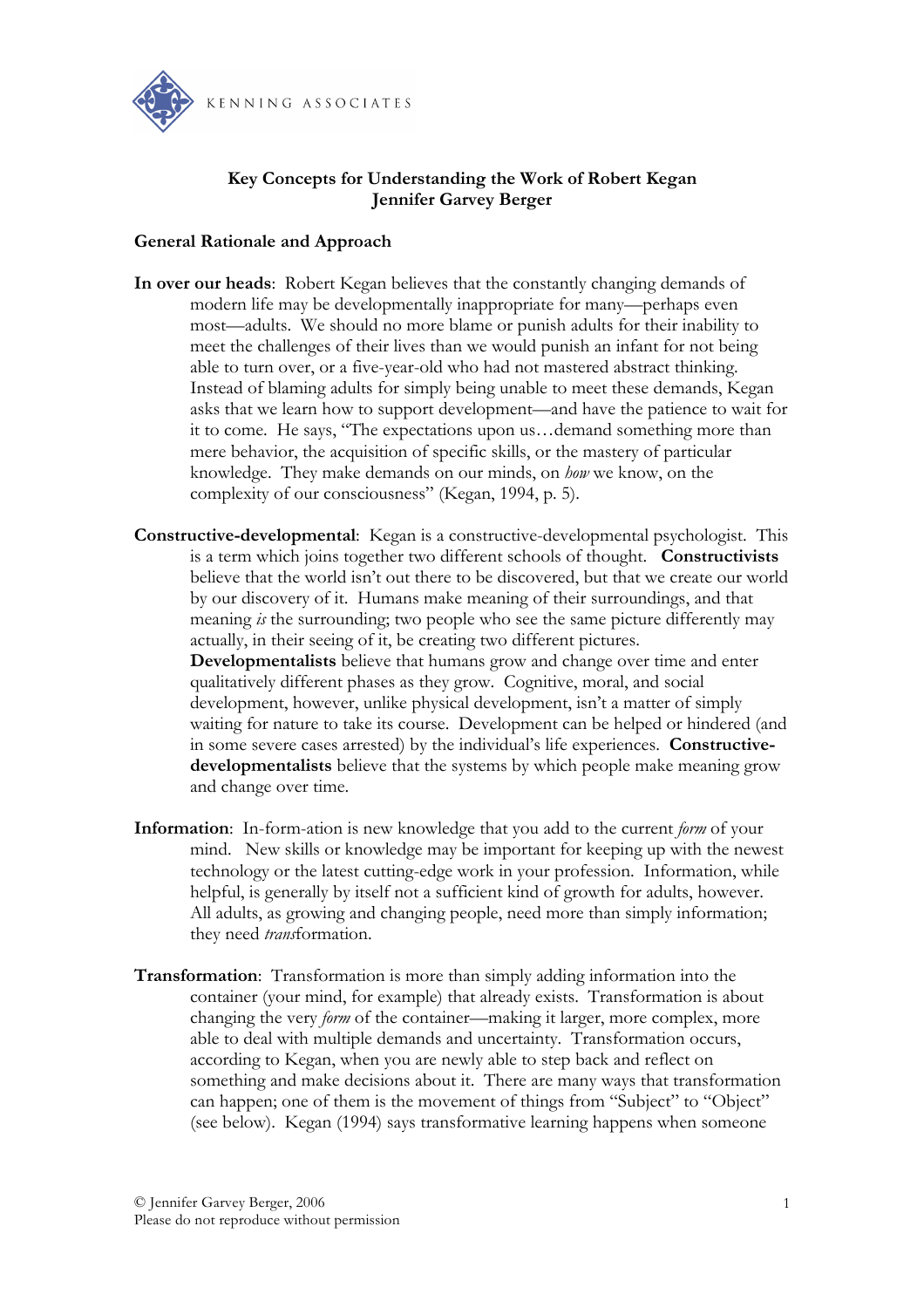KENNING ASSOCIATES

# Key Concepts for Understanding the Work of Robert Kegan
## Jennifer Garvey Berger

### General Rationale and Approach

**In over our heads**: Robert Kegan believes that the constantly changing demands of modern life may be developmentally inappropriate for many—perhaps even most—adults. We should no more blame or punish adults for their inability to meet the challenges of their lives than we would punish an infant for not being able to turn over, or a five-year-old who had not mastered abstract thinking. Instead of blaming adults for simply being unable to meet these demands, Kegan asks that we learn how to support development—and have the patience to wait for it to come. He says, "The expectations upon us…demand something more than mere behavior, the acquisition of specific skills, or the mastery of particular knowledge. They make demands on our minds, on *how* we know, on the complexity of our consciousness" (Kegan, 1994, p. 5).

**Constructive-developmental**: Kegan is a constructive-developmental psychologist. This is a term which joins together two different schools of thought. **Constructivists** believe that the world isn't out there to be discovered, but that we create our world by our discovery of it. Humans make meaning of their surroundings, and that meaning *is* the surrounding; two people who see the same picture differently may actually, in their seeing of it, be creating two different pictures. **Developmentalists** believe that humans grow and change over time and enter qualitatively different phases as they grow. Cognitive, moral, and social development, however, unlike physical development, isn't a matter of simply waiting for nature to take its course. Development can be helped or hindered (and in some severe cases arrested) by the individual's life experiences. **Constructive-developmentalists** believe that the systems by which people make meaning grow and change over time.

**Information**: In-form-ation is new knowledge that you add to the current *form* of your mind. New skills or knowledge may be important for keeping up with the newest technology or the latest cutting-edge work in your profession. Information, while helpful, is generally by itself not a sufficient kind of growth for adults, however. All adults, as growing and changing people, need more than simply information; they need *trans*formation.

**Transformation**: Transformation is more than simply adding information into the container (your mind, for example) that already exists. Transformation is about changing the very *form* of the container—making it larger, more complex, more able to deal with multiple demands and uncertainty. Transformation occurs, according to Kegan, when you are newly able to step back and reflect on something and make decisions about it. There are many ways that transformation can happen; one of them is the movement of things from "Subject" to "Object" (see below). Kegan (1994) says transformative learning happens when someone

© Jennifer Garvey Berger, 2006
Please do not reproduce without permission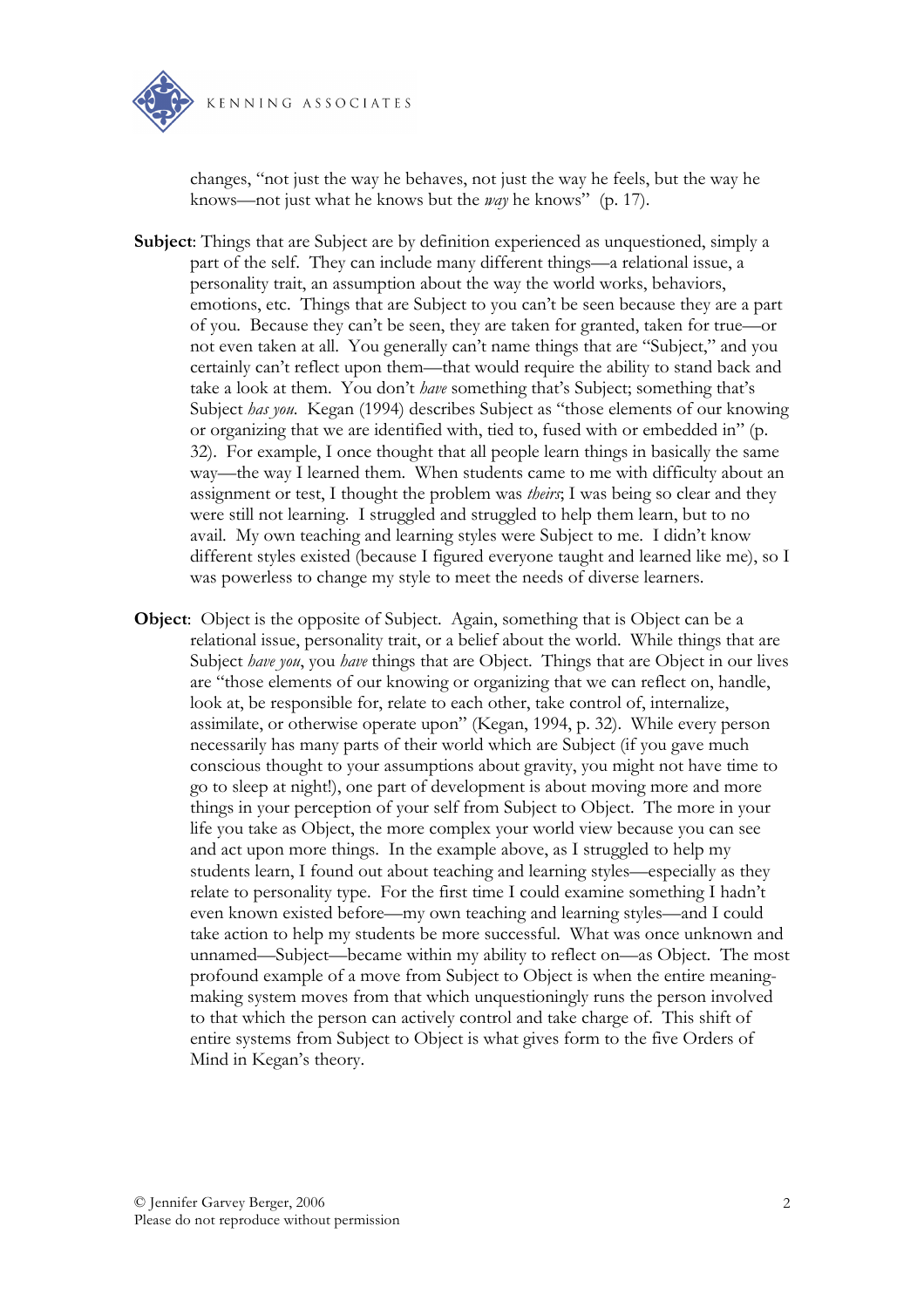changes, "not just the way he behaves, not just the way he feels, but the way he knows—not just what he knows but the *way* he knows" (p. 17).

**Subject**: Things that are Subject are by definition experienced as unquestioned, simply a part of the self. They can include many different things—a relational issue, a personality trait, an assumption about the way the world works, behaviors, emotions, etc. Things that are Subject to you can't be seen because they are a part of you. Because they can't be seen, they are taken for granted, taken for true—or not even taken at all. You generally can't name things that are "Subject," and you certainly can't reflect upon them—that would require the ability to stand back and take a look at them. You don't *have* something that's Subject; something that's Subject *has you*. Kegan (1994) describes Subject as "those elements of our knowing or organizing that we are identified with, tied to, fused with or embedded in" (p. 32). For example, I once thought that all people learn things in basically the same way—the way I learned them. When students came to me with difficulty about an assignment or test, I thought the problem was *theirs*; I was being so clear and they were still not learning. I struggled and struggled to help them learn, but to no avail. My own teaching and learning styles were Subject to me. I didn't know different styles existed (because I figured everyone taught and learned like me), so I was powerless to change my style to meet the needs of diverse learners.

**Object**: Object is the opposite of Subject. Again, something that is Object can be a relational issue, personality trait, or a belief about the world. While things that are Subject *have you*, you *have* things that are Object. Things that are Object in our lives are "those elements of our knowing or organizing that we can reflect on, handle, look at, be responsible for, relate to each other, take control of, internalize, assimilate, or otherwise operate upon" (Kegan, 1994, p. 32). While every person necessarily has many parts of their world which are Subject (if you gave much conscious thought to your assumptions about gravity, you might not have time to go to sleep at night!), one part of development is about moving more and more things in your perception of your self from Subject to Object. The more in your life you take as Object, the more complex your world view because you can see and act upon more things. In the example above, as I struggled to help my students learn, I found out about teaching and learning styles—especially as they relate to personality type. For the first time I could examine something I hadn't even known existed before—my own teaching and learning styles—and I could take action to help my students be more successful. What was once unknown and unnamed—Subject—became within my ability to reflect on—as Object. The most profound example of a move from Subject to Object is when the entire meaning-making system moves from that which unquestioningly runs the person involved to that which the person can actively control and take charge of. This shift of entire systems from Subject to Object is what gives form to the five Orders of Mind in Kegan's theory.

© Jennifer Garvey Berger, 2006
Please do not reproduce without permission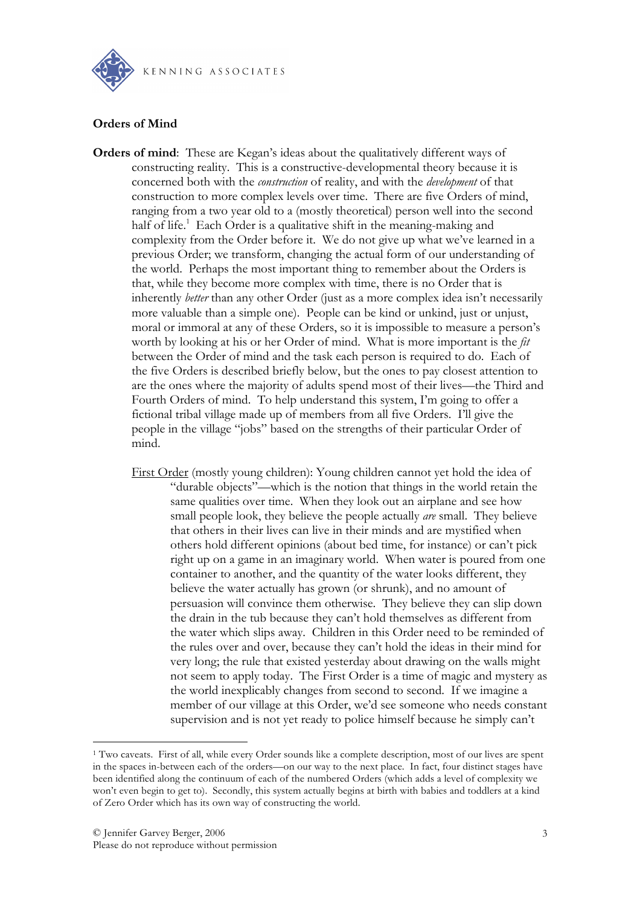**Orders of Mind**

**Orders of mind**: These are Kegan's ideas about the qualitatively different ways of constructing reality. This is a constructive-developmental theory because it is concerned both with the *construction* of reality, and with the *development* of that construction to more complex levels over time. There are five Orders of mind, ranging from a two year old to a (mostly theoretical) person well into the second half of life.[1] Each Order is a qualitative shift in the meaning-making and complexity from the Order before it. We do not give up what we've learned in a previous Order; we transform, changing the actual form of our understanding of the world. Perhaps the most important thing to remember about the Orders is that, while they become more complex with time, there is no Order that is inherently *better* than any other Order (just as a more complex idea isn't necessarily more valuable than a simple one). People can be kind or unkind, just or unjust, moral or immoral at any of these Orders, so it is impossible to measure a person's worth by looking at his or her Order of mind. What is more important is the *fit* between the Order of mind and the task each person is required to do. Each of the five Orders is described briefly below, but the ones to pay closest attention to are the ones where the majority of adults spend most of their lives—the Third and Fourth Orders of mind. To help understand this system, I'm going to offer a fictional tribal village made up of members from all five Orders. I'll give the people in the village "jobs" based on the strengths of their particular Order of mind.

<u>First Order</u> (mostly young children): Young children cannot yet hold the idea of "durable objects"—which is the notion that things in the world retain the same qualities over time. When they look out an airplane and see how small people look, they believe the people actually *are* small. They believe that others in their lives can live in their minds and are mystified when others hold different opinions (about bed time, for instance) or can't pick right up on a game in an imaginary world. When water is poured from one container to another, and the quantity of the water looks different, they believe the water actually has grown (or shrunk), and no amount of persuasion will convince them otherwise. They believe they can slip down the drain in the tub because they can't hold themselves as different from the water which slips away. Children in this Order need to be reminded of the rules over and over, because they can't hold the ideas in their mind for very long; the rule that existed yesterday about drawing on the walls might not seem to apply today. The First Order is a time of magic and mystery as the world inexplicably changes from second to second. If we imagine a member of our village at this Order, we'd see someone who needs constant supervision and is not yet ready to police himself because he simply can't

[1] Two caveats. First of all, while every Order sounds like a complete description, most of our lives are spent in the spaces in-between each of the orders—on our way to the next place. In fact, four distinct stages have been identified along the continuum of each of the numbered Orders (which adds a level of complexity we won't even begin to get to). Secondly, this system actually begins at birth with babies and toddlers at a kind of Zero Order which has its own way of constructing the world.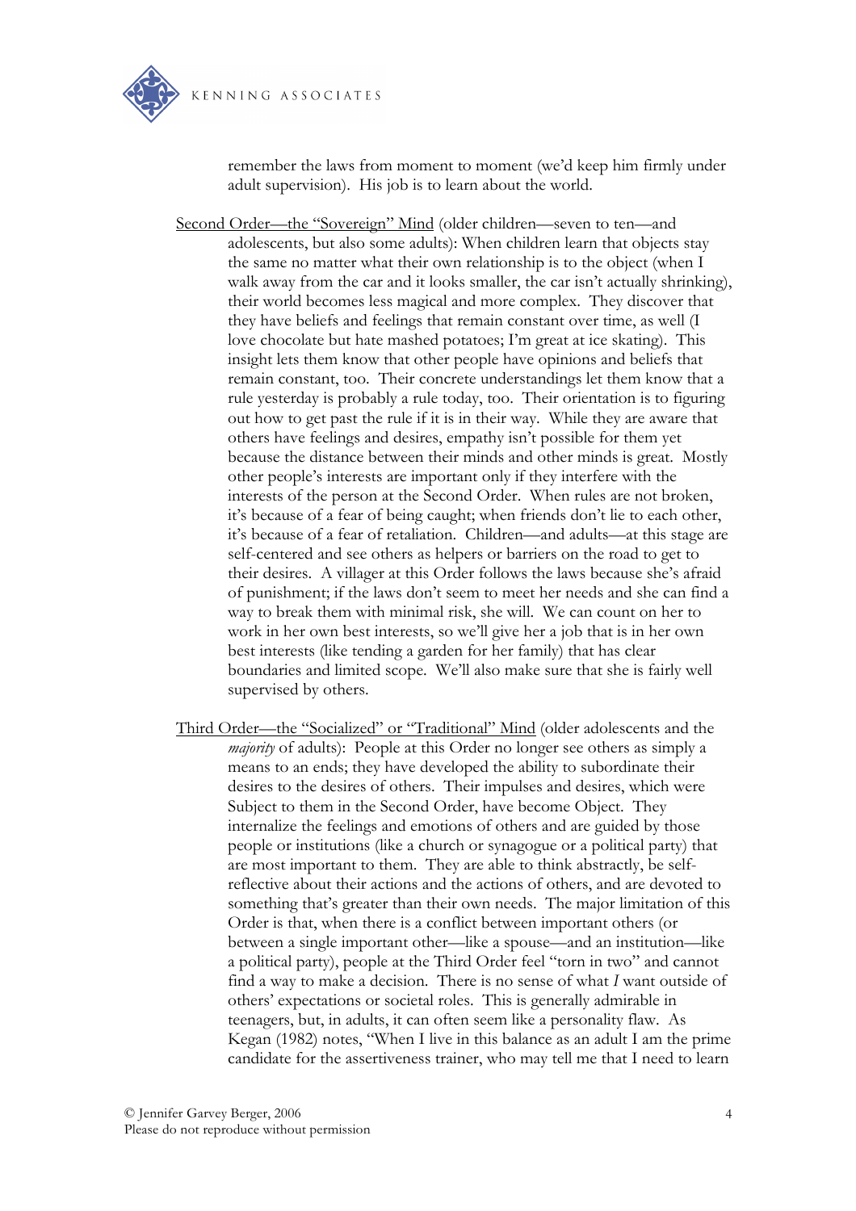remember the laws from moment to moment (we'd keep him firmly under adult supervision). His job is to learn about the world.

<u>Second Order—the "Sovereign" Mind</u> (older children—seven to ten—and adolescents, but also some adults): When children learn that objects stay the same no matter what their own relationship is to the object (when I walk away from the car and it looks smaller, the car isn't actually shrinking), their world becomes less magical and more complex. They discover that they have beliefs and feelings that remain constant over time, as well (I love chocolate but hate mashed potatoes; I'm great at ice skating). This insight lets them know that other people have opinions and beliefs that remain constant, too. Their concrete understandings let them know that a rule yesterday is probably a rule today, too. Their orientation is to figuring out how to get past the rule if it is in their way. While they are aware that others have feelings and desires, empathy isn't possible for them yet because the distance between their minds and other minds is great. Mostly other people's interests are important only if they interfere with the interests of the person at the Second Order. When rules are not broken, it's because of a fear of being caught; when friends don't lie to each other, it's because of a fear of retaliation. Children—and adults—at this stage are self-centered and see others as helpers or barriers on the road to get to their desires. A villager at this Order follows the laws because she's afraid of punishment; if the laws don't seem to meet her needs and she can find a way to break them with minimal risk, she will. We can count on her to work in her own best interests, so we'll give her a job that is in her own best interests (like tending a garden for her family) that has clear boundaries and limited scope. We'll also make sure that she is fairly well supervised by others.

<u>Third Order—the "Socialized" or "Traditional" Mind</u> (older adolescents and the *majority* of adults): People at this Order no longer see others as simply a means to an ends; they have developed the ability to subordinate their desires to the desires of others. Their impulses and desires, which were Subject to them in the Second Order, have become Object. They internalize the feelings and emotions of others and are guided by those people or institutions (like a church or synagogue or a political party) that are most important to them. They are able to think abstractly, be self-reflective about their actions and the actions of others, and are devoted to something that's greater than their own needs. The major limitation of this Order is that, when there is a conflict between important others (or between a single important other—like a spouse—and an institution—like a political party), people at the Third Order feel "torn in two" and cannot find a way to make a decision. There is no sense of what *I* want outside of others' expectations or societal roles. This is generally admirable in teenagers, but, in adults, it can often seem like a personality flaw. As Kegan (1982) notes, "When I live in this balance as an adult I am the prime candidate for the assertiveness trainer, who may tell me that I need to learn

© Jennifer Garvey Berger, 2006
Please do not reproduce without permission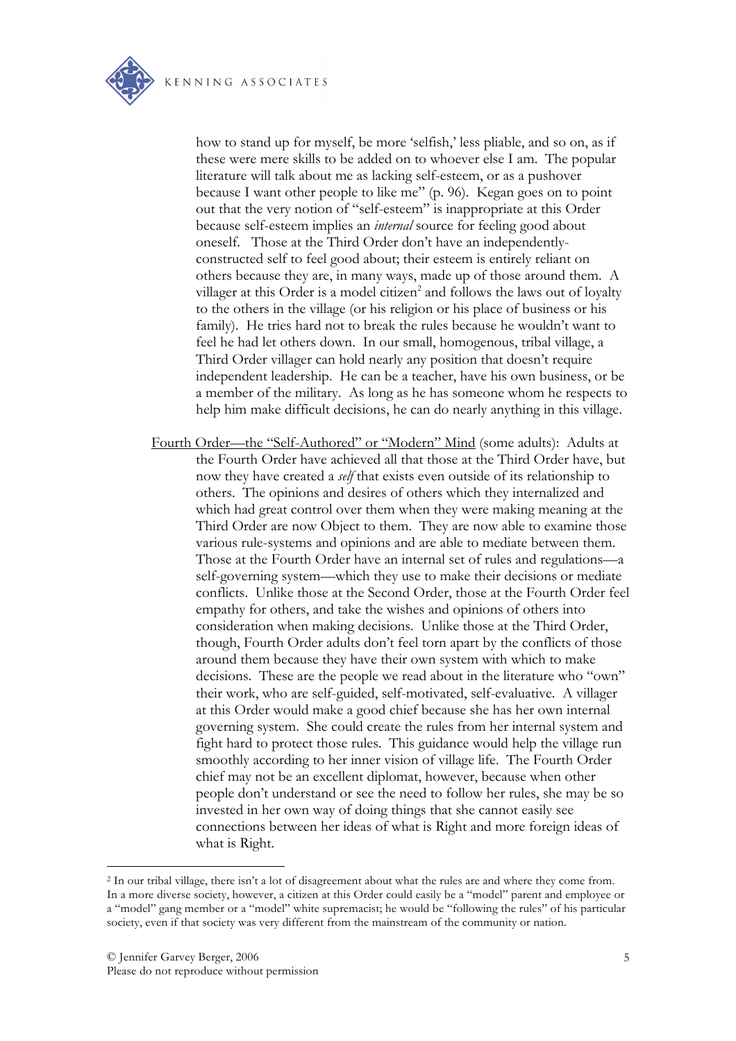how to stand up for myself, be more 'selfish,' less pliable, and so on, as if these were mere skills to be added on to whoever else I am. The popular literature will talk about me as lacking self-esteem, or as a pushover because I want other people to like me" (p. 96). Kegan goes on to point out that the very notion of "self-esteem" is inappropriate at this Order because self-esteem implies an *internal* source for feeling good about oneself. Those at the Third Order don't have an independently-constructed self to feel good about; their esteem is entirely reliant on others because they are, in many ways, made up of those around them. A villager at this Order is a model citizen[2] and follows the laws out of loyalty to the others in the village (or his religion or his place of business or his family). He tries hard not to break the rules because he wouldn't want to feel he had let others down. In our small, homogenous, tribal village, a Third Order villager can hold nearly any position that doesn't require independent leadership. He can be a teacher, have his own business, or be a member of the military. As long as he has someone whom he respects to help him make difficult decisions, he can do nearly anything in this village.

<u>Fourth Order—the "Self-Authored" or "Modern" Mind</u> (some adults): Adults at the Fourth Order have achieved all that those at the Third Order have, but now they have created a *self* that exists even outside of its relationship to others. The opinions and desires of others which they internalized and which had great control over them when they were making meaning at the Third Order are now Object to them. They are now able to examine those various rule-systems and opinions and are able to mediate between them. Those at the Fourth Order have an internal set of rules and regulations—a self-governing system—which they use to make their decisions or mediate conflicts. Unlike those at the Second Order, those at the Fourth Order feel empathy for others, and take the wishes and opinions of others into consideration when making decisions. Unlike those at the Third Order, though, Fourth Order adults don't feel torn apart by the conflicts of those around them because they have their own system with which to make decisions. These are the people we read about in the literature who "own" their work, who are self-guided, self-motivated, self-evaluative. A villager at this Order would make a good chief because she has her own internal governing system. She could create the rules from her internal system and fight hard to protect those rules. This guidance would help the village run smoothly according to her inner vision of village life. The Fourth Order chief may not be an excellent diplomat, however, because when other people don't understand or see the need to follow her rules, she may be so invested in her own way of doing things that she cannot easily see connections between her ideas of what is Right and more foreign ideas of what is Right.

---

[2] In our tribal village, there isn't a lot of disagreement about what the rules are and where they come from. In a more diverse society, however, a citizen at this Order could easily be a "model" parent and employee or a "model" gang member or a "model" white supremacist; he would be "following the rules" of his particular society, even if that society was very different from the mainstream of the community or nation.

© Jennifer Garvey Berger, 2006
Please do not reproduce without permission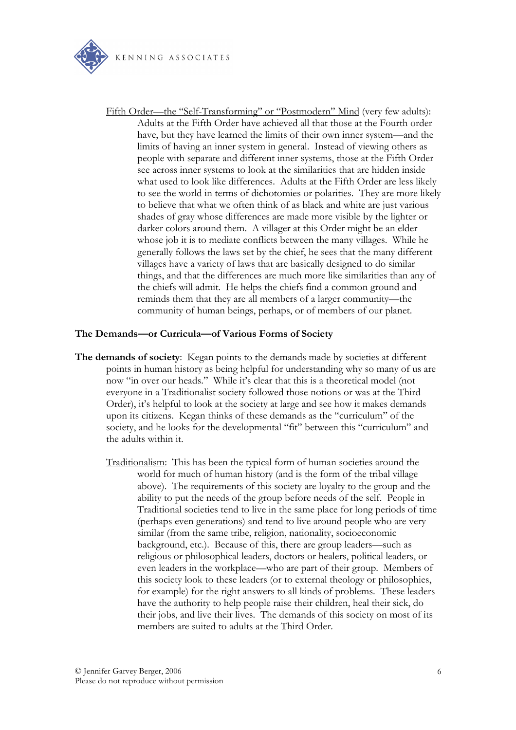Fifth Order—the "Self-Transforming" or "Postmodern" Mind (very few adults): Adults at the Fifth Order have achieved all that those at the Fourth order have, but they have learned the limits of their own inner system—and the limits of having an inner system in general. Instead of viewing others as people with separate and different inner systems, those at the Fifth Order see across inner systems to look at the similarities that are hidden inside what used to look like differences. Adults at the Fifth Order are less likely to see the world in terms of dichotomies or polarities. They are more likely to believe that what we often think of as black and white are just various shades of gray whose differences are made more visible by the lighter or darker colors around them. A villager at this Order might be an elder whose job it is to mediate conflicts between the many villages. While he generally follows the laws set by the chief, he sees that the many different villages have a variety of laws that are basically designed to do similar things, and that the differences are much more like similarities than any of the chiefs will admit. He helps the chiefs find a common ground and reminds them that they are all members of a larger community—the community of human beings, perhaps, or of members of our planet.

## The Demands—or Curricula—of Various Forms of Society

**The demands of society**: Kegan points to the demands made by societies at different points in human history as being helpful for understanding why so many of us are now "in over our heads." While it's clear that this is a theoretical model (not everyone in a Traditionalist society followed those notions or was at the Third Order), it's helpful to look at the society at large and see how it makes demands upon its citizens. Kegan thinks of these demands as the "curriculum" of the society, and he looks for the developmental "fit" between this "curriculum" and the adults within it.

Traditionalism: This has been the typical form of human societies around the world for much of human history (and is the form of the tribal village above). The requirements of this society are loyalty to the group and the ability to put the needs of the group before needs of the self. People in Traditional societies tend to live in the same place for long periods of time (perhaps even generations) and tend to live around people who are very similar (from the same tribe, religion, nationality, socioeconomic background, etc.). Because of this, there are group leaders—such as religious or philosophical leaders, doctors or healers, political leaders, or even leaders in the workplace—who are part of their group. Members of this society look to these leaders (or to external theology or philosophies, for example) for the right answers to all kinds of problems. These leaders have the authority to help people raise their children, heal their sick, do their jobs, and live their lives. The demands of this society on most of its members are suited to adults at the Third Order.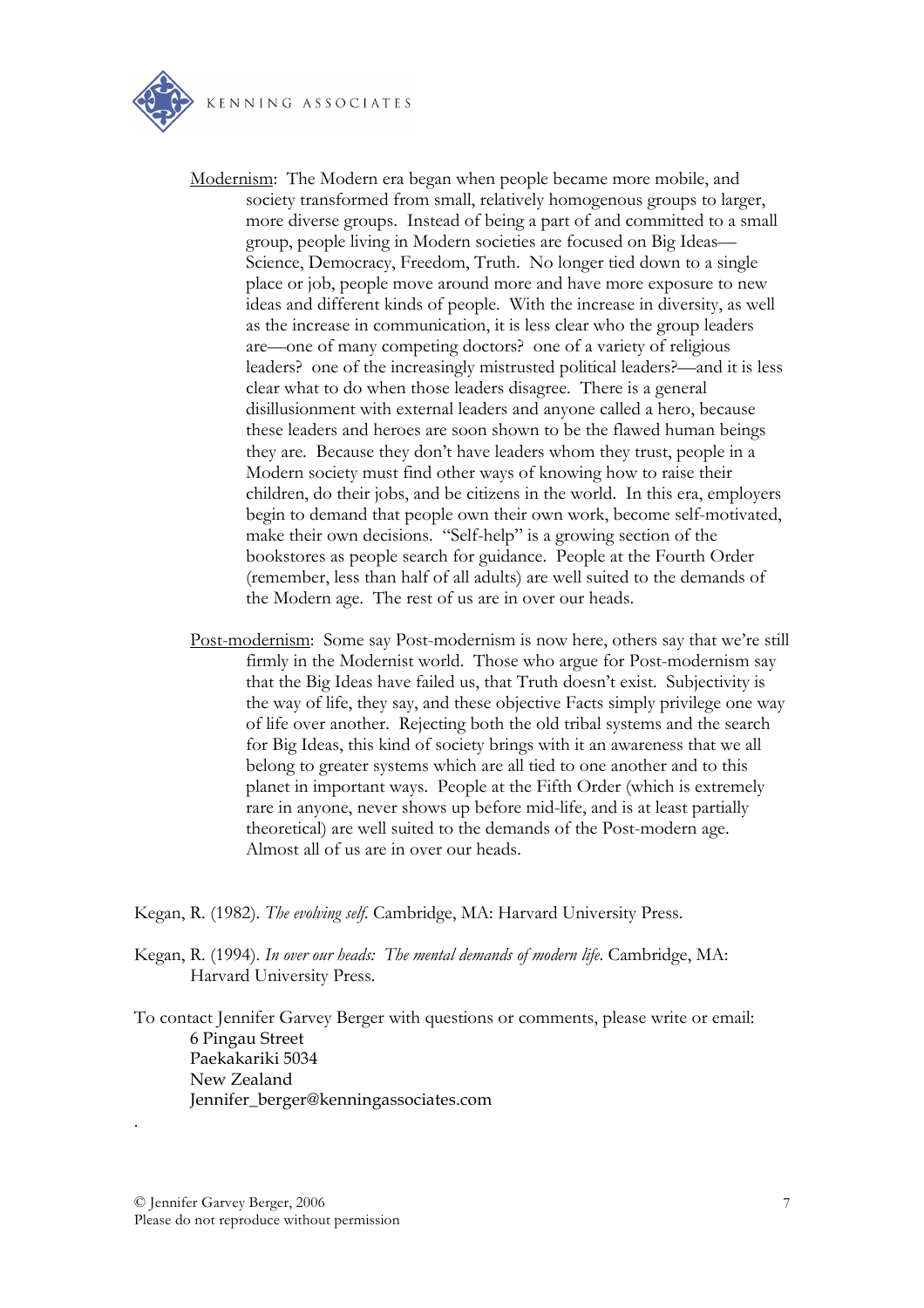Modernism: The Modern era began when people became more mobile, and society transformed from small, relatively homogenous groups to larger, more diverse groups. Instead of being a part of and committed to a small group, people living in Modern societies are focused on Big Ideas—Science, Democracy, Freedom, Truth. No longer tied down to a single place or job, people move around more and have more exposure to new ideas and different kinds of people. With the increase in diversity, as well as the increase in communication, it is less clear who the group leaders are—one of many competing doctors? one of a variety of religious leaders? one of the increasingly mistrusted political leaders?—and it is less clear what to do when those leaders disagree. There is a general disillusionment with external leaders and anyone called a hero, because these leaders and heroes are soon shown to be the flawed human beings they are. Because they don't have leaders whom they trust, people in a Modern society must find other ways of knowing how to raise their children, do their jobs, and be citizens in the world. In this era, employers begin to demand that people own their own work, become self-motivated, make their own decisions. "Self-help" is a growing section of the bookstores as people search for guidance. People at the Fourth Order (remember, less than half of all adults) are well suited to the demands of the Modern age. The rest of us are in over our heads.

Post-modernism: Some say Post-modernism is now here, others say that we're still firmly in the Modernist world. Those who argue for Post-modernism say that the Big Ideas have failed us, that Truth doesn't exist. Subjectivity is the way of life, they say, and these objective Facts simply privilege one way of life over another. Rejecting both the old tribal systems and the search for Big Ideas, this kind of society brings with it an awareness that we all belong to greater systems which are all tied to one another and to this planet in important ways. People at the Fifth Order (which is extremely rare in anyone, never shows up before mid-life, and is at least partially theoretical) are well suited to the demands of the Post-modern age. Almost all of us are in over our heads.

Kegan, R. (1982). *The evolving self.* Cambridge, MA: Harvard University Press.

Kegan, R. (1994). *In over our heads: The mental demands of modern life*. Cambridge, MA: Harvard University Press.

To contact Jennifer Garvey Berger with questions or comments, please write or email:
6 Pingau Street
Paekakariki 5034
New Zealand
Jennifer_berger@kenningassociates.com